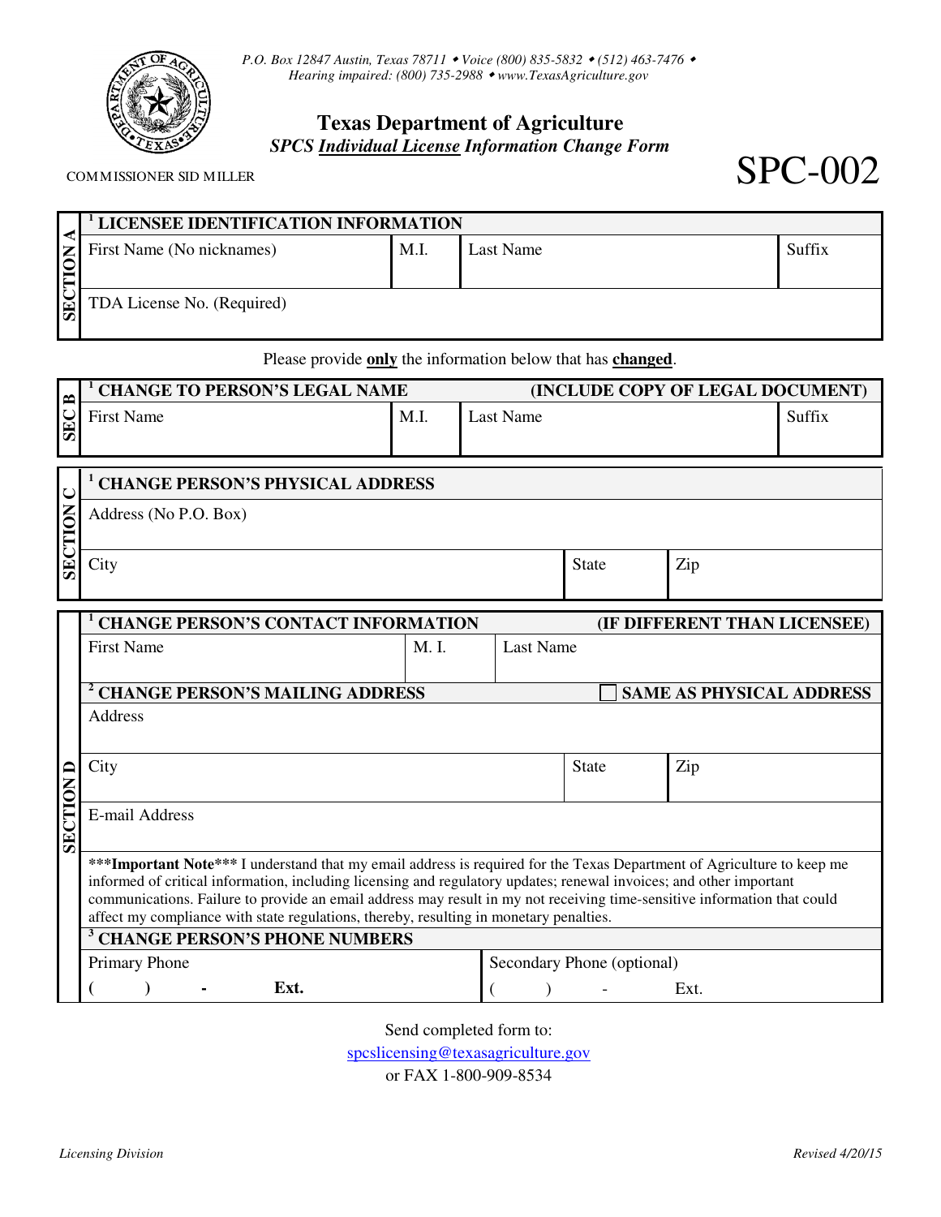P.O. Box 12847 Austin, Texas 78711 • Voice (800) 835-5832 • (512) 463-7476 •
Hearing impaired: (800) 735-2988 • www.TexasAgriculture.gov

# Texas Department of Agriculture

## *SPCS Individual License Information Change Form*

COMMISSIONER SID MILLER

# SPC-002

**SECTION A**

| [1] LICENSEE IDENTIFICATION INFORMATION | | | |
|---|---|---|---|
| First Name (No nicknames) | M.I. | Last Name | Suffix |
| TDA License No. (Required) | | | |

Please provide **only** the information below that has **changed**.

**SEC B**

| [1] CHANGE TO PERSON'S LEGAL NAME (INCLUDE COPY OF LEGAL DOCUMENT) | | | |
|---|---|---|---|
| First Name | M.I. | Last Name | Suffix |

**SECTION C**

| [1] CHANGE PERSON'S PHYSICAL ADDRESS | | |
|---|---|---|
| Address (No P.O. Box) | | |
| City | State | Zip |

**SECTION D**

| [1] CHANGE PERSON'S CONTACT INFORMATION (IF DIFFERENT THAN LICENSEE) | | |
|---|---|---|
| First Name | M. I. | Last Name |

| [2] CHANGE PERSON'S MAILING ADDRESS ☐ SAME AS PHYSICAL ADDRESS | | |
|---|---|---|
| Address | | |
| City | State | Zip |
| E-mail Address | | |

*****Important Note***** I understand that my email address is required for the Texas Department of Agriculture to keep me informed of critical information, including licensing and regulatory updates; renewal invoices; and other important communications. Failure to provide an email address may result in my not receiving time-sensitive information that could affect my compliance with state regulations, thereby, resulting in monetary penalties.

| [3] CHANGE PERSON'S PHONE NUMBERS | |
|---|---|
| Primary Phone | Secondary Phone (optional) |
| ( ) - **Ext.** | ( ) - Ext. |

Send completed form to:
spcslicensing@texasagriculture.gov
or FAX 1-800-909-8534

*Licensing Division* *Revised 4/20/15*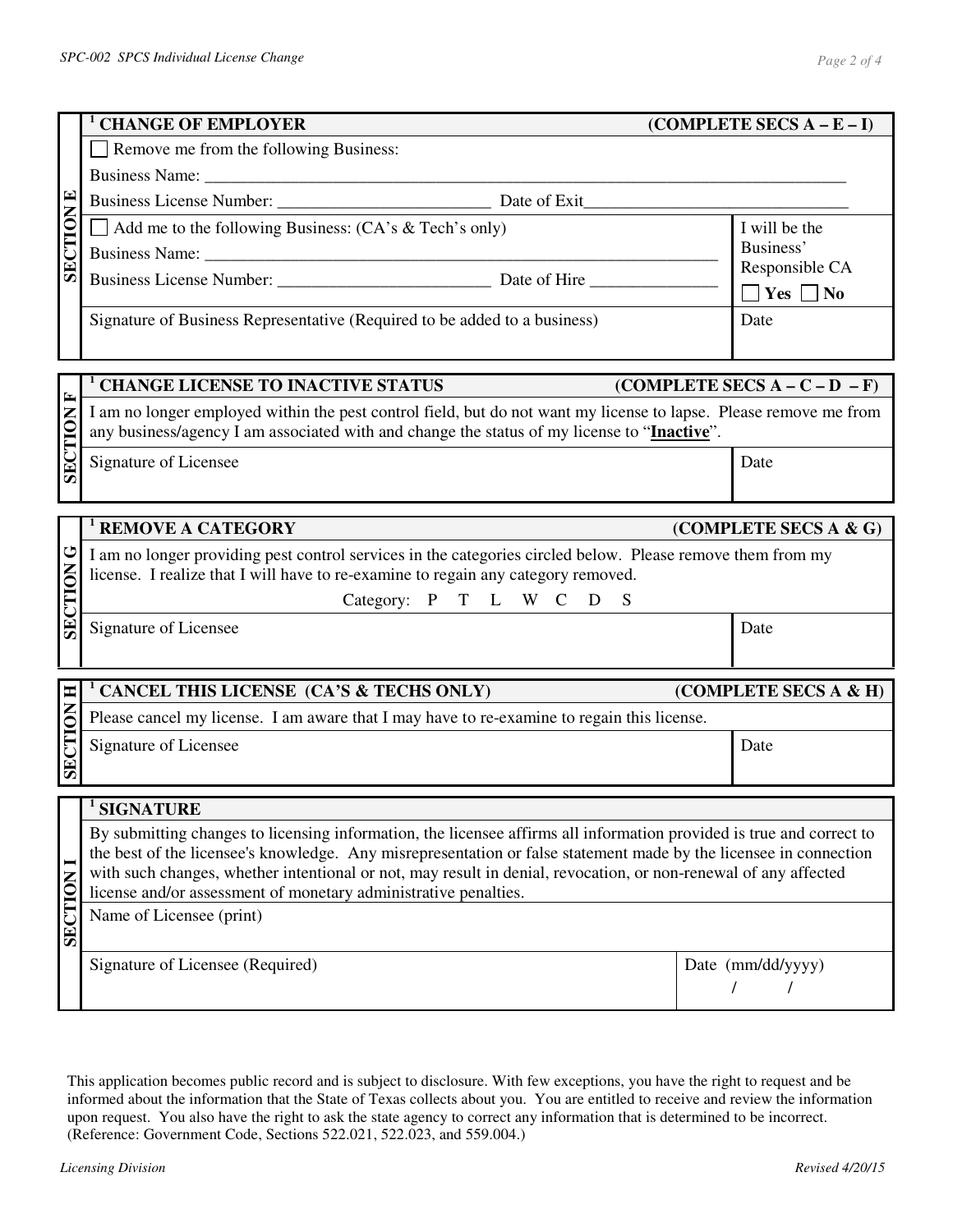## SECTION E

**[1] CHANGE OF EMPLOYER** **(COMPLETE SECS A – E – I)**

☐ Remove me from the following Business:

Business Name: ______________________________________________________________________________

Business License Number: _________________________ Date of Exit_________________________________

| | |
|---|---|
| ☐ Add me to the following Business: (CA's & Tech's only)<br>Business Name: ______________________________________________________________<br>Business License Number: _________________________ Date of Hire _______________ | I will be the Business' Responsible CA<br>☐ **Yes** ☐ **No** |
| Signature of Business Representative (Required to be added to a business) | Date |

## SECTION F

**[1] CHANGE LICENSE TO INACTIVE STATUS** **(COMPLETE SECS A – C – D – F)**

I am no longer employed within the pest control field, but do not want my license to lapse. Please remove me from any business/agency I am associated with and change the status of my license to "**Inactive**".

| Signature of Licensee | Date |
|---|---|
| | |

## SECTION G

**[1] REMOVE A CATEGORY** **(COMPLETE SECS A & G)**

I am no longer providing pest control services in the categories circled below. Please remove them from my license. I realize that I will have to re-examine to regain any category removed.

Category: P T L W C D S

| Signature of Licensee | Date |
|---|---|
| | |

## SECTION H

**[1] CANCEL THIS LICENSE (CA'S & TECHS ONLY)** **(COMPLETE SECS A & H)**

Please cancel my license. I am aware that I may have to re-examine to regain this license.

| Signature of Licensee | Date |
|---|---|
| | |

## SECTION I

**[1] SIGNATURE**

By submitting changes to licensing information, the licensee affirms all information provided is true and correct to the best of the licensee's knowledge. Any misrepresentation or false statement made by the licensee in connection with such changes, whether intentional or not, may result in denial, revocation, or non-renewal of any affected license and/or assessment of monetary administrative penalties.

Name of Licensee (print)

| Signature of Licensee (Required) | Date (mm/dd/yyyy)<br>/ / |
|---|---|

This application becomes public record and is subject to disclosure. With few exceptions, you have the right to request and be informed about the information that the State of Texas collects about you. You are entitled to receive and review the information upon request. You also have the right to ask the state agency to correct any information that is determined to be incorrect. (Reference: Government Code, Sections 522.021, 522.023, and 559.004.)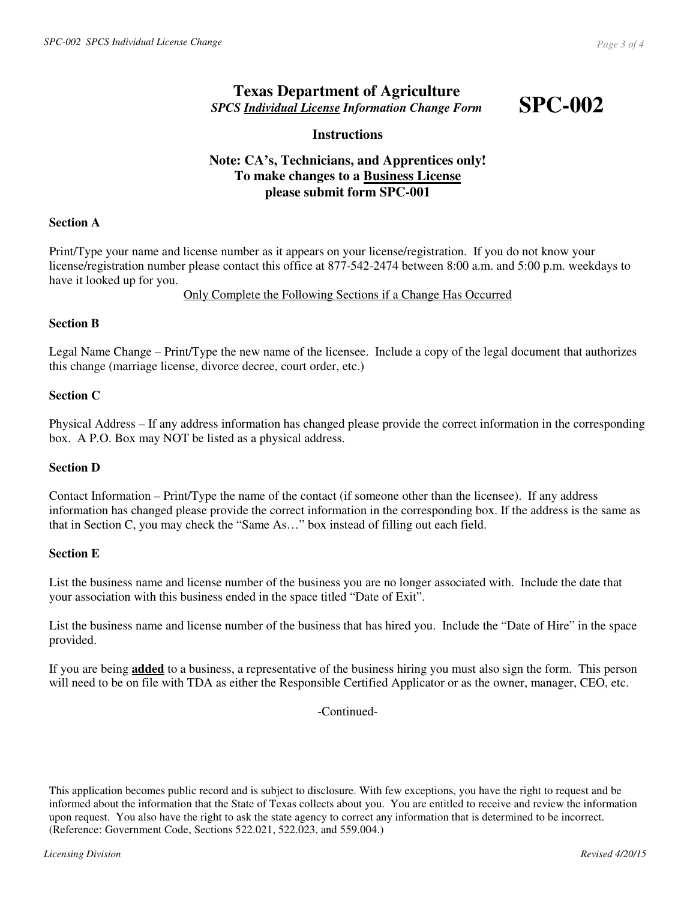# Texas Department of Agriculture

***SPCS Individual License Information Change Form*** **SPC-002**

## Instructions

**Note: CA's, Technicians, and Apprentices only!**
**To make changes to a Business License**
**please submit form SPC-001**

**Section A**

Print/Type your name and license number as it appears on your license/registration. If you do not know your license/registration number please contact this office at 877-542-2474 between 8:00 a.m. and 5:00 p.m. weekdays to have it looked up for you.

Only Complete the Following Sections if a Change Has Occurred

**Section B**

Legal Name Change – Print/Type the new name of the licensee. Include a copy of the legal document that authorizes this change (marriage license, divorce decree, court order, etc.)

**Section C**

Physical Address – If any address information has changed please provide the correct information in the corresponding box. A P.O. Box may NOT be listed as a physical address.

**Section D**

Contact Information – Print/Type the name of the contact (if someone other than the licensee). If any address information has changed please provide the correct information in the corresponding box. If the address is the same as that in Section C, you may check the "Same As…" box instead of filling out each field.

**Section E**

List the business name and license number of the business you are no longer associated with. Include the date that your association with this business ended in the space titled "Date of Exit".

List the business name and license number of the business that has hired you. Include the "Date of Hire" in the space provided.

If you are being **added** to a business, a representative of the business hiring you must also sign the form. This person will need to be on file with TDA as either the Responsible Certified Applicator or as the owner, manager, CEO, etc.

-Continued-

This application becomes public record and is subject to disclosure. With few exceptions, you have the right to request and be informed about the information that the State of Texas collects about you. You are entitled to receive and review the information upon request. You also have the right to ask the state agency to correct any information that is determined to be incorrect. (Reference: Government Code, Sections 522.021, 522.023, and 559.004.)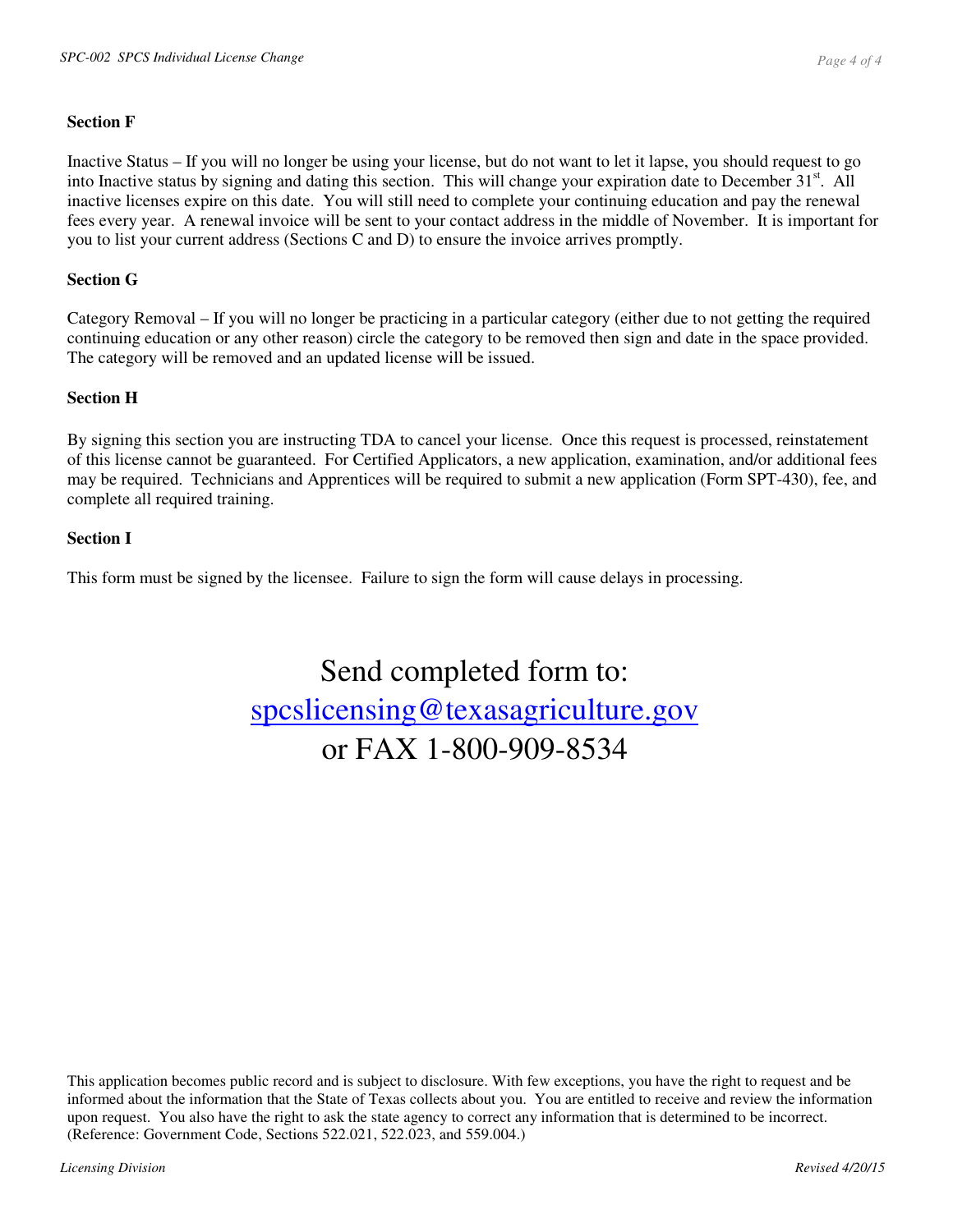### Section F

Inactive Status – If you will no longer be using your license, but do not want to let it lapse, you should request to go into Inactive status by signing and dating this section. This will change your expiration date to December 31st. All inactive licenses expire on this date. You will still need to complete your continuing education and pay the renewal fees every year. A renewal invoice will be sent to your contact address in the middle of November. It is important for you to list your current address (Sections C and D) to ensure the invoice arrives promptly.

### Section G

Category Removal – If you will no longer be practicing in a particular category (either due to not getting the required continuing education or any other reason) circle the category to be removed then sign and date in the space provided. The category will be removed and an updated license will be issued.

### Section H

By signing this section you are instructing TDA to cancel your license. Once this request is processed, reinstatement of this license cannot be guaranteed. For Certified Applicators, a new application, examination, and/or additional fees may be required. Technicians and Apprentices will be required to submit a new application (Form SPT-430), fee, and complete all required training.

### Section I

This form must be signed by the licensee. Failure to sign the form will cause delays in processing.

## Send completed form to:
## spcslicensing@texasagriculture.gov
## or FAX 1-800-909-8534

This application becomes public record and is subject to disclosure. With few exceptions, you have the right to request and be informed about the information that the State of Texas collects about you. You are entitled to receive and review the information upon request. You also have the right to ask the state agency to correct any information that is determined to be incorrect. (Reference: Government Code, Sections 522.021, 522.023, and 559.004.)